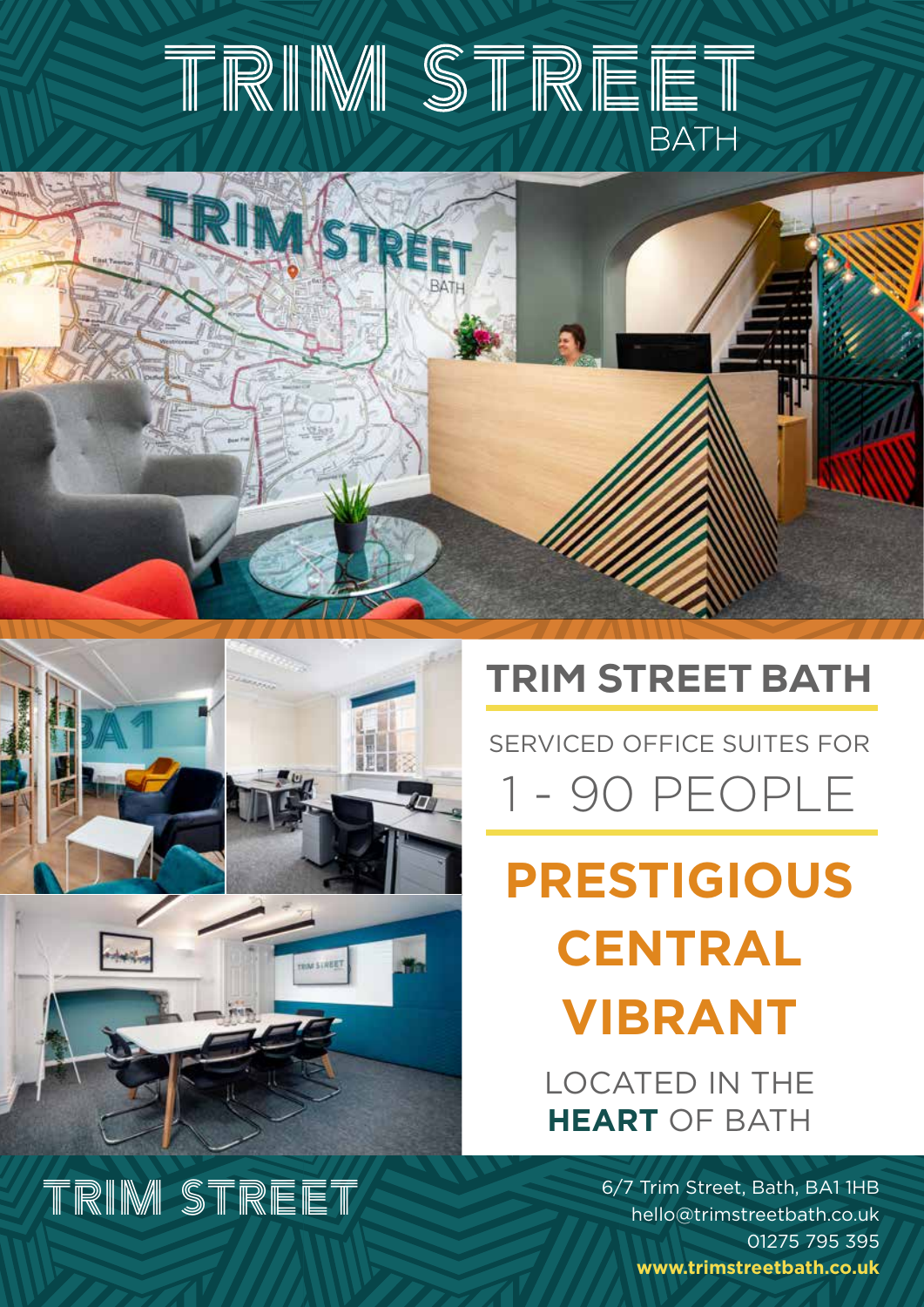# TRIM STREET

BATH

## TRIM STREET BATH

SERVICED OFFICE SUITES FOR

1 - 90 PEOPLE

**PRESTIGIOUS**

**CENTRAL**

**VIBRANT**

LOCATED IN THE **HEART** OF BATH

TRIM STREET

6/7 Trim Street, Bath, BA1 1HB
hello@trimstreetbath.co.uk
01275 795 395
**www.trimstreetbath.co.uk**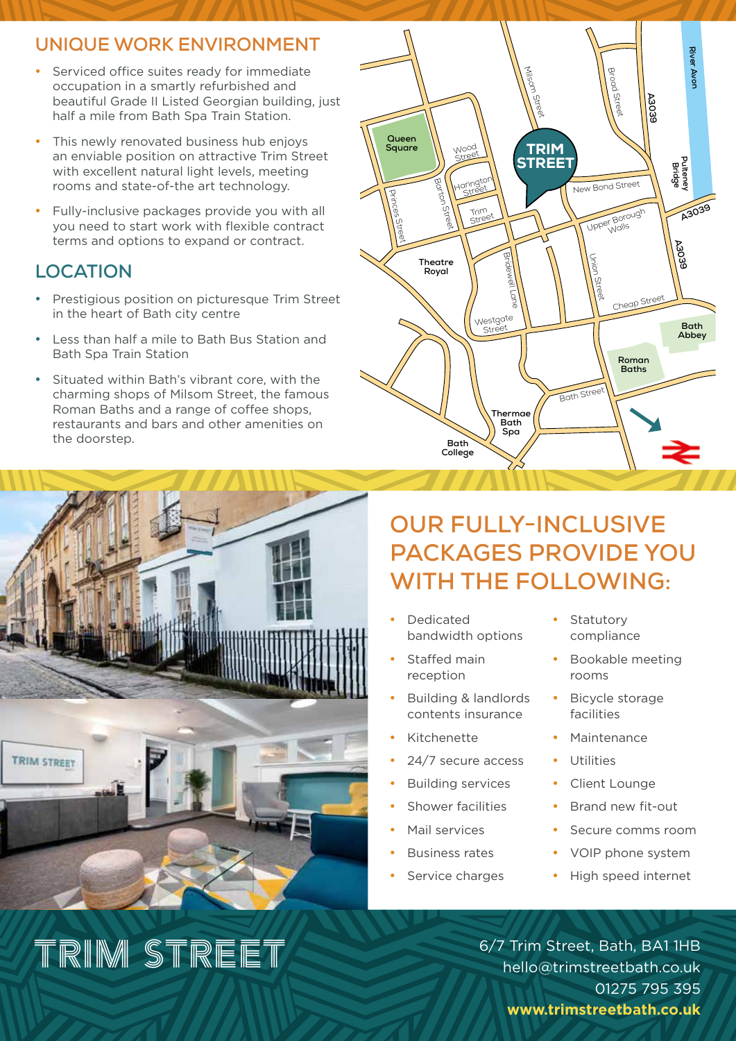## UNIQUE WORK ENVIRONMENT

- Serviced office suites ready for immediate occupation in a smartly refurbished and beautiful Grade II Listed Georgian building, just half a mile from Bath Spa Train Station.
- This newly renovated business hub enjoys an enviable position on attractive Trim Street with excellent natural light levels, meeting rooms and state-of-the art technology.
- Fully-inclusive packages provide you with all you need to start work with flexible contract terms and options to expand or contract.

## LOCATION

- Prestigious position on picturesque Trim Street in the heart of Bath city centre
- Less than half a mile to Bath Bus Station and Bath Spa Train Station
- Situated within Bath's vibrant core, with the charming shops of Milsom Street, the famous Roman Baths and a range of coffee shops, restaurants and bars and other amenities on the doorstep.

TRIM STREET
Milsom Street
Broad Street
A3039
River Avon
Queen Square
Wood Street
Harington Street
Barton Street
Princes Street
Trim Street
New Bond Street
Pulteney Bridge
Upper Borough Walls
A3039
A3039
Theatre Royal
Bridewell Lane
Union Street
Cheap Street
Westgate Street
Bath Abbey
Roman Baths
Bath Street
Thermae Bath Spa
Bath College

## OUR FULLY-INCLUSIVE PACKAGES PROVIDE YOU WITH THE FOLLOWING:

- Dedicated bandwidth options
- Staffed main reception
- Building & landlords contents insurance
- Kitchenette
- 24/7 secure access
- Building services
- Shower facilities
- Mail services
- Business rates
- Service charges
- Statutory compliance
- Bookable meeting rooms
- Bicycle storage facilities
- Maintenance
- Utilities
- Client Lounge
- Brand new fit-out
- Secure comms room
- VOIP phone system
- High speed internet

TRIM STREET

6/7 Trim Street, Bath, BA1 1HB
hello@trimstreetbath.co.uk
01275 795 395
**www.trimstreetbath.co.uk**